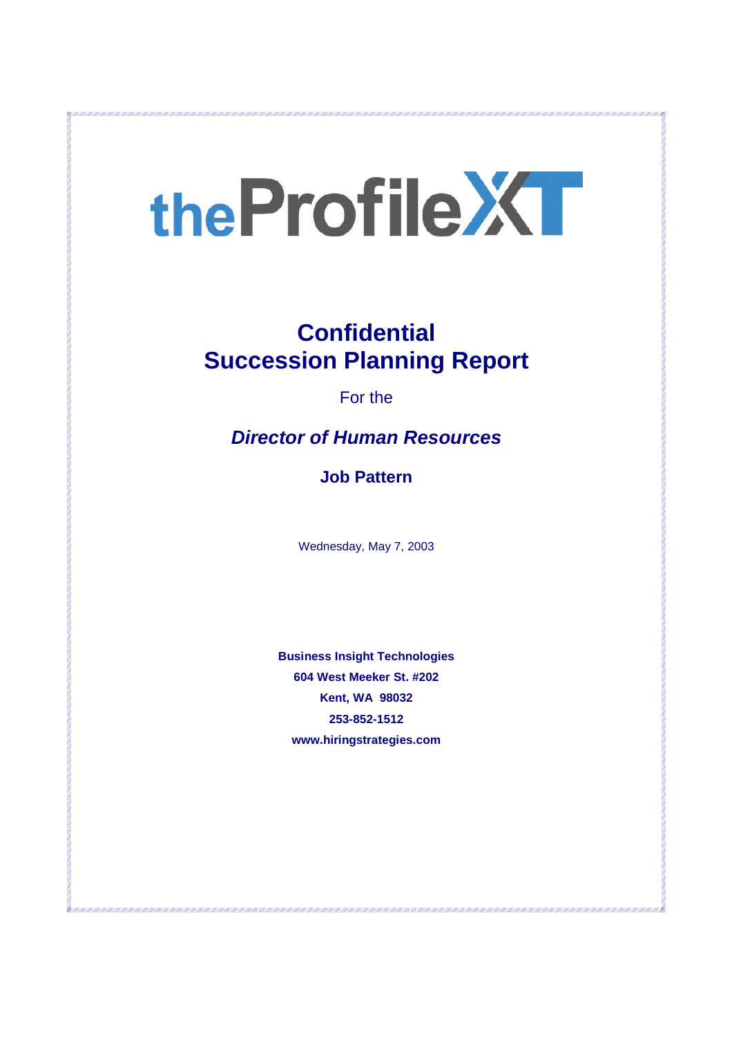# theProfileXT

## Confidential
## Succession Planning Report

For the

***Director of Human Resources***

**Job Pattern**

Wednesday, May 7, 2003

**Business Insight Technologies**
**604 West Meeker St. #202**
**Kent, WA 98032**
**253-852-1512**
**www.hiringstrategies.com**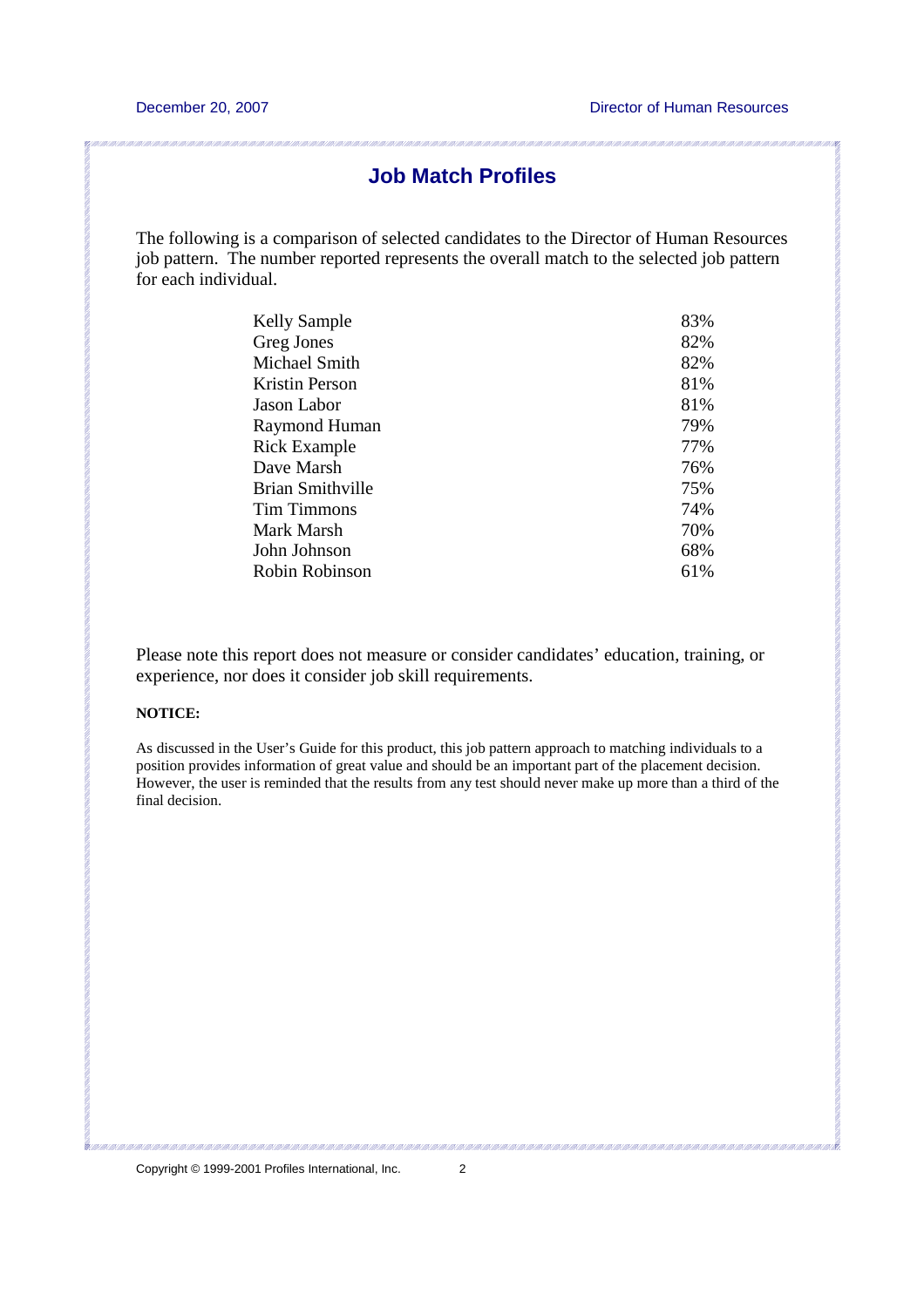## Job Match Profiles

The following is a comparison of selected candidates to the Director of Human Resources job pattern. The number reported represents the overall match to the selected job pattern for each individual.

| Candidate | Match |
|---|---|
| Kelly Sample | 83% |
| Greg Jones | 82% |
| Michael Smith | 82% |
| Kristin Person | 81% |
| Jason Labor | 81% |
| Raymond Human | 79% |
| Rick Example | 77% |
| Dave Marsh | 76% |
| Brian Smithville | 75% |
| Tim Timmons | 74% |
| Mark Marsh | 70% |
| John Johnson | 68% |
| Robin Robinson | 61% |

Please note this report does not measure or consider candidates' education, training, or experience, nor does it consider job skill requirements.

**NOTICE:**

As discussed in the User's Guide for this product, this job pattern approach to matching individuals to a position provides information of great value and should be an important part of the placement decision. However, the user is reminded that the results from any test should never make up more than a third of the final decision.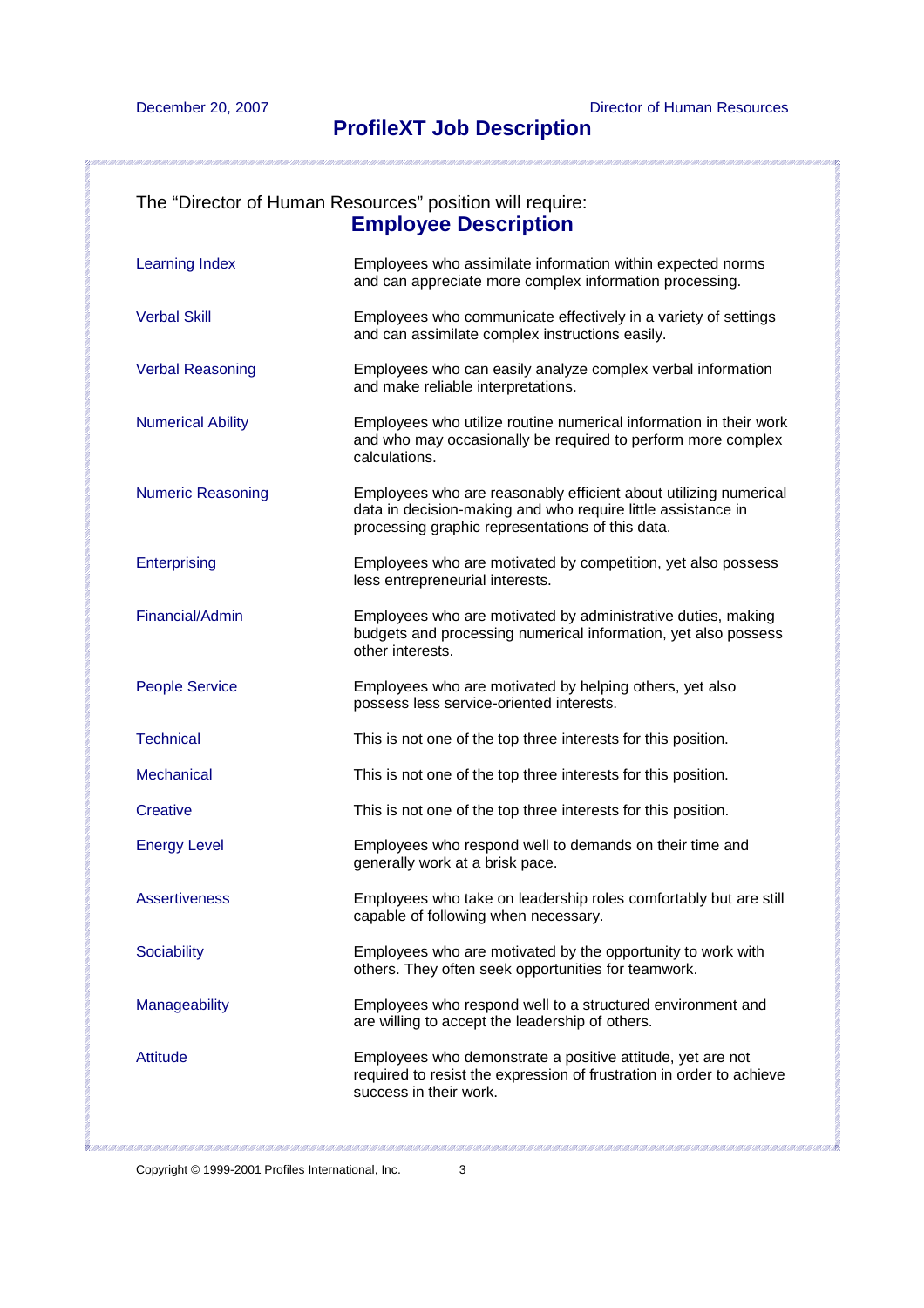# ProfileXT Job Description

The "Director of Human Resources" position will require:

## Employee Description

| | |
|---|---|
| Learning Index | Employees who assimilate information within expected norms and can appreciate more complex information processing. |
| Verbal Skill | Employees who communicate effectively in a variety of settings and can assimilate complex instructions easily. |
| Verbal Reasoning | Employees who can easily analyze complex verbal information and make reliable interpretations. |
| Numerical Ability | Employees who utilize routine numerical information in their work and who may occasionally be required to perform more complex calculations. |
| Numeric Reasoning | Employees who are reasonably efficient about utilizing numerical data in decision-making and who require little assistance in processing graphic representations of this data. |
| Enterprising | Employees who are motivated by competition, yet also possess less entrepreneurial interests. |
| Financial/Admin | Employees who are motivated by administrative duties, making budgets and processing numerical information, yet also possess other interests. |
| People Service | Employees who are motivated by helping others, yet also possess less service-oriented interests. |
| Technical | This is not one of the top three interests for this position. |
| Mechanical | This is not one of the top three interests for this position. |
| Creative | This is not one of the top three interests for this position. |
| Energy Level | Employees who respond well to demands on their time and generally work at a brisk pace. |
| Assertiveness | Employees who take on leadership roles comfortably but are still capable of following when necessary. |
| Sociability | Employees who are motivated by the opportunity to work with others. They often seek opportunities for teamwork. |
| Manageability | Employees who respond well to a structured environment and are willing to accept the leadership of others. |
| Attitude | Employees who demonstrate a positive attitude, yet are not required to resist the expression of frustration in order to achieve success in their work. |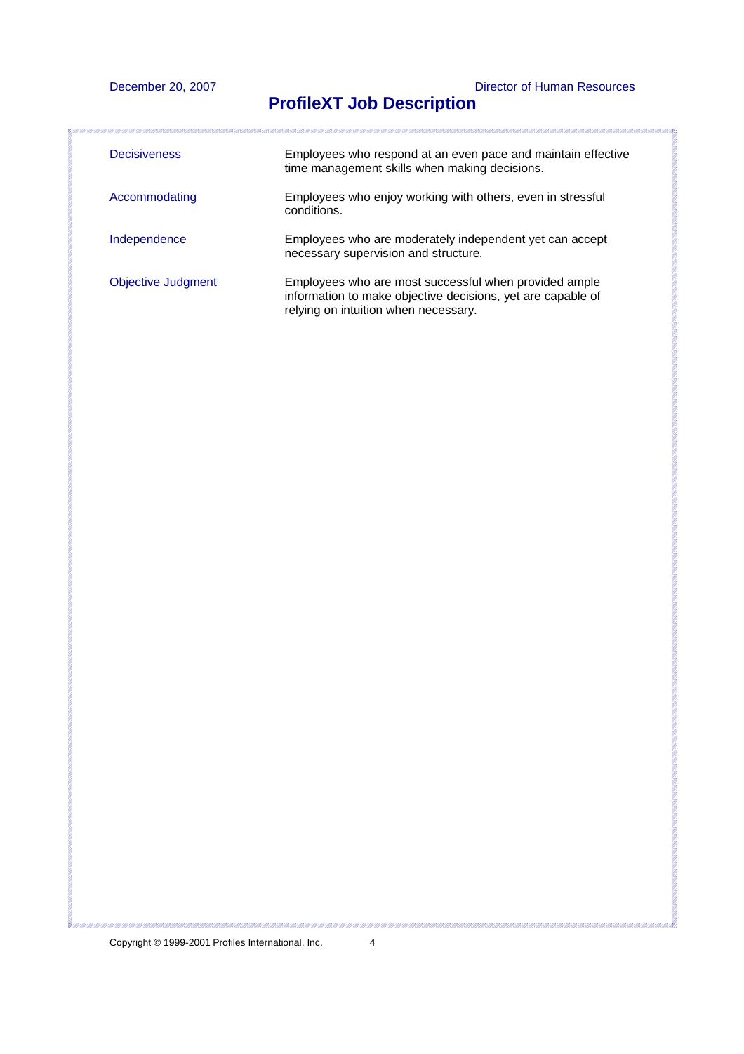| | |
|---|---|
| Decisiveness | Employees who respond at an even pace and maintain effective time management skills when making decisions. |
| Accommodating | Employees who enjoy working with others, even in stressful conditions. |
| Independence | Employees who are moderately independent yet can accept necessary supervision and structure. |
| Objective Judgment | Employees who are most successful when provided ample information to make objective decisions, yet are capable of relying on intuition when necessary. |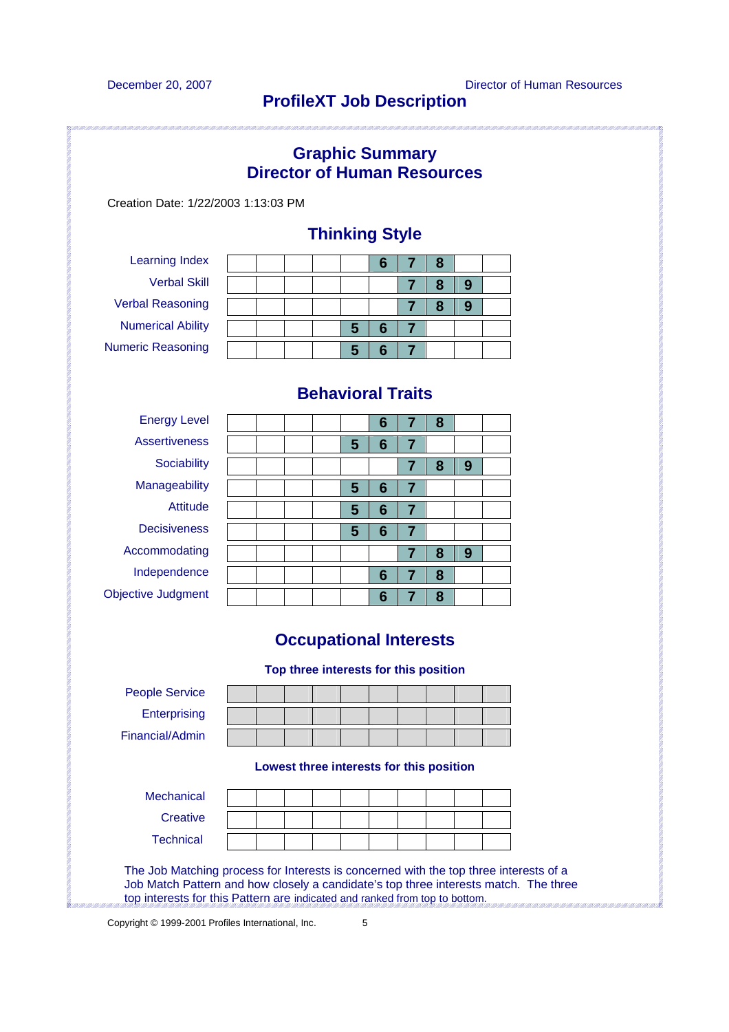## Graphic Summary
## Director of Human Resources

Creation Date: 1/22/2003 1:13:03 PM

### Thinking Style

| | 1 | 2 | 3 | 4 | 5 | 6 | 7 | 8 | 9 | 10 |
|---|---|---|---|---|---|---|---|---|---|---|
| Learning Index | | | | | | 6 | 7 | 8 | | |
| Verbal Skill | | | | | | | 7 | 8 | 9 | |
| Verbal Reasoning | | | | | | | 7 | 8 | 9 | |
| Numerical Ability | | | | | 5 | 6 | 7 | | | |
| Numeric Reasoning | | | | | 5 | 6 | 7 | | | |

### Behavioral Traits

| | 1 | 2 | 3 | 4 | 5 | 6 | 7 | 8 | 9 | 10 |
|---|---|---|---|---|---|---|---|---|---|---|
| Energy Level | | | | | | 6 | 7 | 8 | | |
| Assertiveness | | | | | 5 | 6 | 7 | | | |
| Sociability | | | | | | | 7 | 8 | 9 | |
| Manageability | | | | | 5 | 6 | 7 | | | |
| Attitude | | | | | 5 | 6 | 7 | | | |
| Decisiveness | | | | | 5 | 6 | 7 | | | |
| Accommodating | | | | | | | 7 | 8 | 9 | |
| Independence | | | | | | 6 | 7 | 8 | | |
| Objective Judgment | | | | | | 6 | 7 | 8 | | |

### Occupational Interests

**Top three interests for this position**

People Service

Enterprising

Financial/Admin

**Lowest three interests for this position**

Mechanical

Creative

Technical

The Job Matching process for Interests is concerned with the top three interests of a Job Match Pattern and how closely a candidate's top three interests match. The three top interests for this Pattern are indicated and ranked from top to bottom.

Copyright © 1999-2001 Profiles International, Inc.